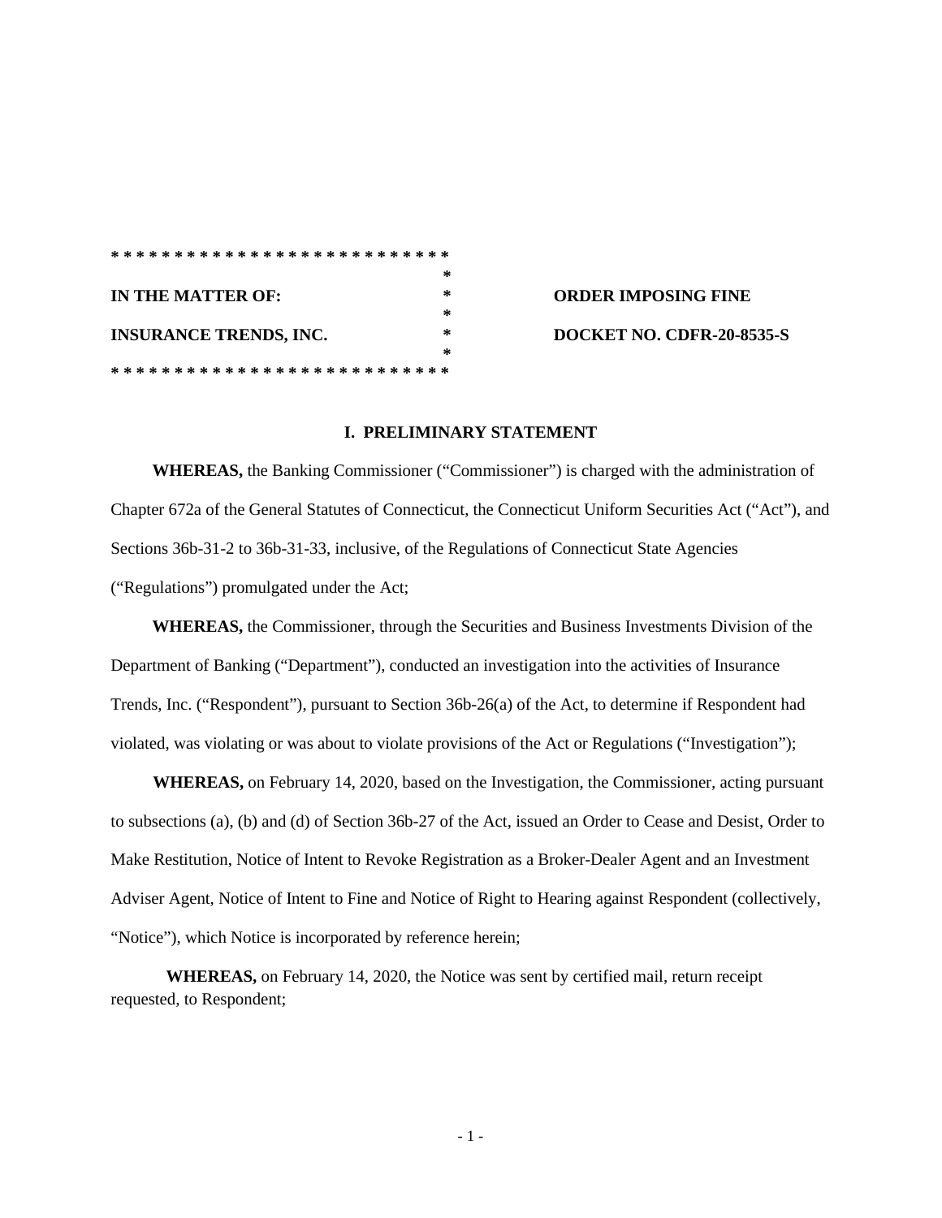| IN THE MATTER OF: | ORDER IMPOSING FINE |
|---|---|
| INSURANCE TRENDS, INC. | DOCKET NO. CDFR-20-8535-S |

## I. PRELIMINARY STATEMENT

**WHEREAS,** the Banking Commissioner ("Commissioner") is charged with the administration of Chapter 672a of the General Statutes of Connecticut, the Connecticut Uniform Securities Act ("Act"), and Sections 36b-31-2 to 36b-31-33, inclusive, of the Regulations of Connecticut State Agencies ("Regulations") promulgated under the Act;

**WHEREAS,** the Commissioner, through the Securities and Business Investments Division of the Department of Banking ("Department"), conducted an investigation into the activities of Insurance Trends, Inc. ("Respondent"), pursuant to Section 36b-26(a) of the Act, to determine if Respondent had violated, was violating or was about to violate provisions of the Act or Regulations ("Investigation");

**WHEREAS,** on February 14, 2020, based on the Investigation, the Commissioner, acting pursuant to subsections (a), (b) and (d) of Section 36b-27 of the Act, issued an Order to Cease and Desist, Order to Make Restitution, Notice of Intent to Revoke Registration as a Broker-Dealer Agent and an Investment Adviser Agent, Notice of Intent to Fine and Notice of Right to Hearing against Respondent (collectively, "Notice"), which Notice is incorporated by reference herein;

**WHEREAS,** on February 14, 2020, the Notice was sent by certified mail, return receipt requested, to Respondent;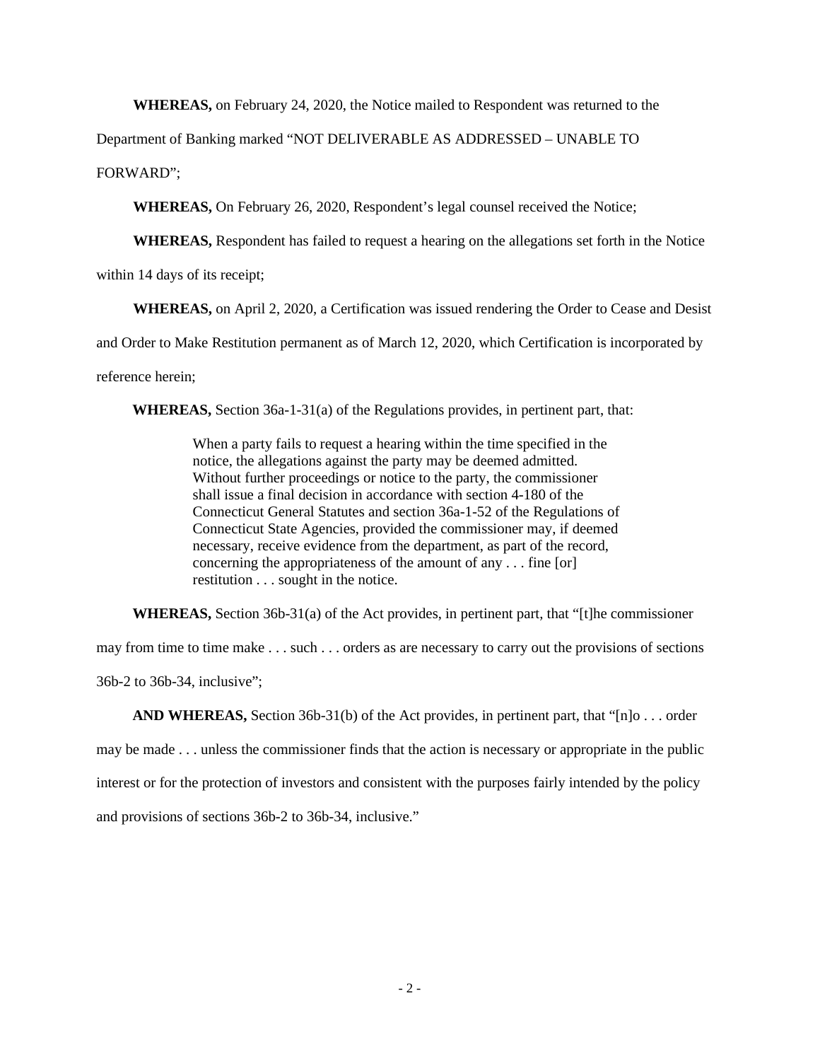**WHEREAS,** on February 24, 2020, the Notice mailed to Respondent was returned to the Department of Banking marked "NOT DELIVERABLE AS ADDRESSED – UNABLE TO FORWARD";

**WHEREAS,** On February 26, 2020, Respondent's legal counsel received the Notice;

**WHEREAS,** Respondent has failed to request a hearing on the allegations set forth in the Notice within 14 days of its receipt;

**WHEREAS,** on April 2, 2020, a Certification was issued rendering the Order to Cease and Desist and Order to Make Restitution permanent as of March 12, 2020, which Certification is incorporated by reference herein;

**WHEREAS,** Section 36a-1-31(a) of the Regulations provides, in pertinent part, that:

> When a party fails to request a hearing within the time specified in the notice, the allegations against the party may be deemed admitted. Without further proceedings or notice to the party, the commissioner shall issue a final decision in accordance with section 4-180 of the Connecticut General Statutes and section 36a-1-52 of the Regulations of Connecticut State Agencies, provided the commissioner may, if deemed necessary, receive evidence from the department, as part of the record, concerning the appropriateness of the amount of any . . . fine [or] restitution . . . sought in the notice.

**WHEREAS,** Section 36b-31(a) of the Act provides, in pertinent part, that "[t]he commissioner may from time to time make . . . such . . . orders as are necessary to carry out the provisions of sections 36b-2 to 36b-34, inclusive";

**AND WHEREAS,** Section 36b-31(b) of the Act provides, in pertinent part, that "[n]o . . . order may be made . . . unless the commissioner finds that the action is necessary or appropriate in the public interest or for the protection of investors and consistent with the purposes fairly intended by the policy and provisions of sections 36b-2 to 36b-34, inclusive."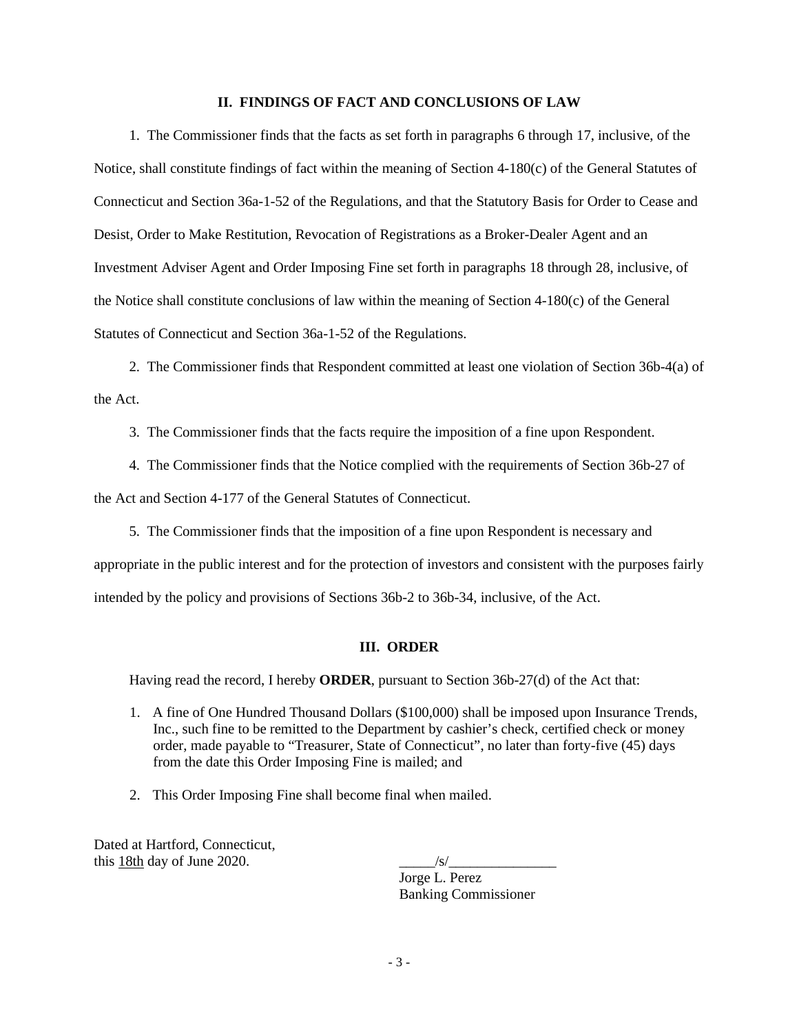## II. FINDINGS OF FACT AND CONCLUSIONS OF LAW

1. The Commissioner finds that the facts as set forth in paragraphs 6 through 17, inclusive, of the Notice, shall constitute findings of fact within the meaning of Section 4-180(c) of the General Statutes of Connecticut and Section 36a-1-52 of the Regulations, and that the Statutory Basis for Order to Cease and Desist, Order to Make Restitution, Revocation of Registrations as a Broker-Dealer Agent and an Investment Adviser Agent and Order Imposing Fine set forth in paragraphs 18 through 28, inclusive, of the Notice shall constitute conclusions of law within the meaning of Section 4-180(c) of the General Statutes of Connecticut and Section 36a-1-52 of the Regulations.

2. The Commissioner finds that Respondent committed at least one violation of Section 36b-4(a) of the Act.

3. The Commissioner finds that the facts require the imposition of a fine upon Respondent.

4. The Commissioner finds that the Notice complied with the requirements of Section 36b-27 of the Act and Section 4-177 of the General Statutes of Connecticut.

5. The Commissioner finds that the imposition of a fine upon Respondent is necessary and appropriate in the public interest and for the protection of investors and consistent with the purposes fairly intended by the policy and provisions of Sections 36b-2 to 36b-34, inclusive, of the Act.

## III. ORDER

Having read the record, I hereby **ORDER**, pursuant to Section 36b-27(d) of the Act that:

1. A fine of One Hundred Thousand Dollars ($100,000) shall be imposed upon Insurance Trends, Inc., such fine to be remitted to the Department by cashier's check, certified check or money order, made payable to "Treasurer, State of Connecticut", no later than forty-five (45) days from the date this Order Imposing Fine is mailed; and

2. This Order Imposing Fine shall become final when mailed.

Dated at Hartford, Connecticut,
this 18th day of June 2020.

_____/s/_______________
Jorge L. Perez
Banking Commissioner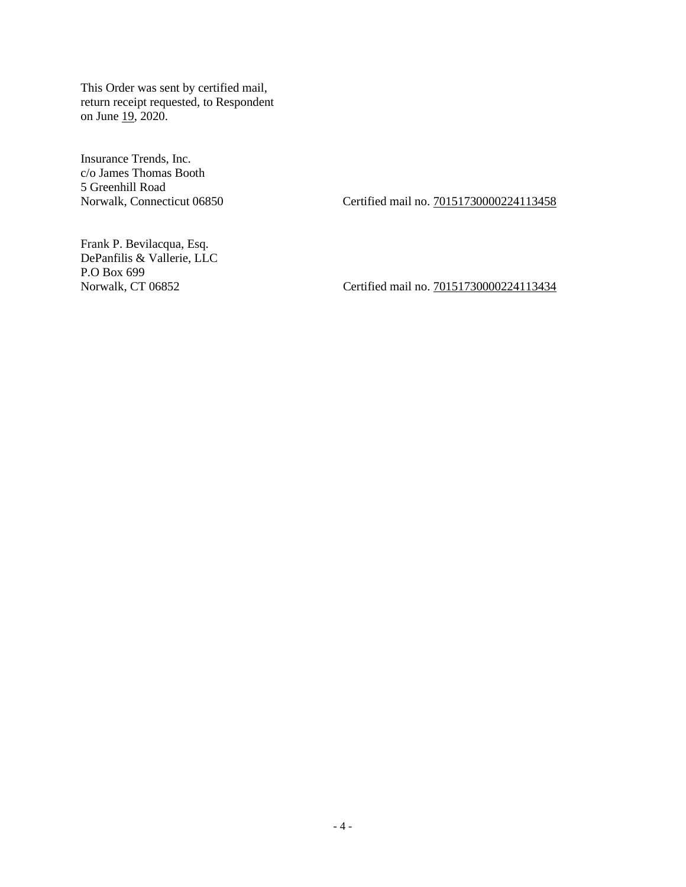This Order was sent by certified mail,
return receipt requested, to Respondent
on June 19, 2020.

Insurance Trends, Inc.
c/o James Thomas Booth
5 Greenhill Road
Norwalk, Connecticut 06850

Certified mail no. 70151730000224113458

Frank P. Bevilacqua, Esq.
DePanfilis & Vallerie, LLC
P.O Box 699
Norwalk, CT 06852

Certified mail no. 70151730000224113434